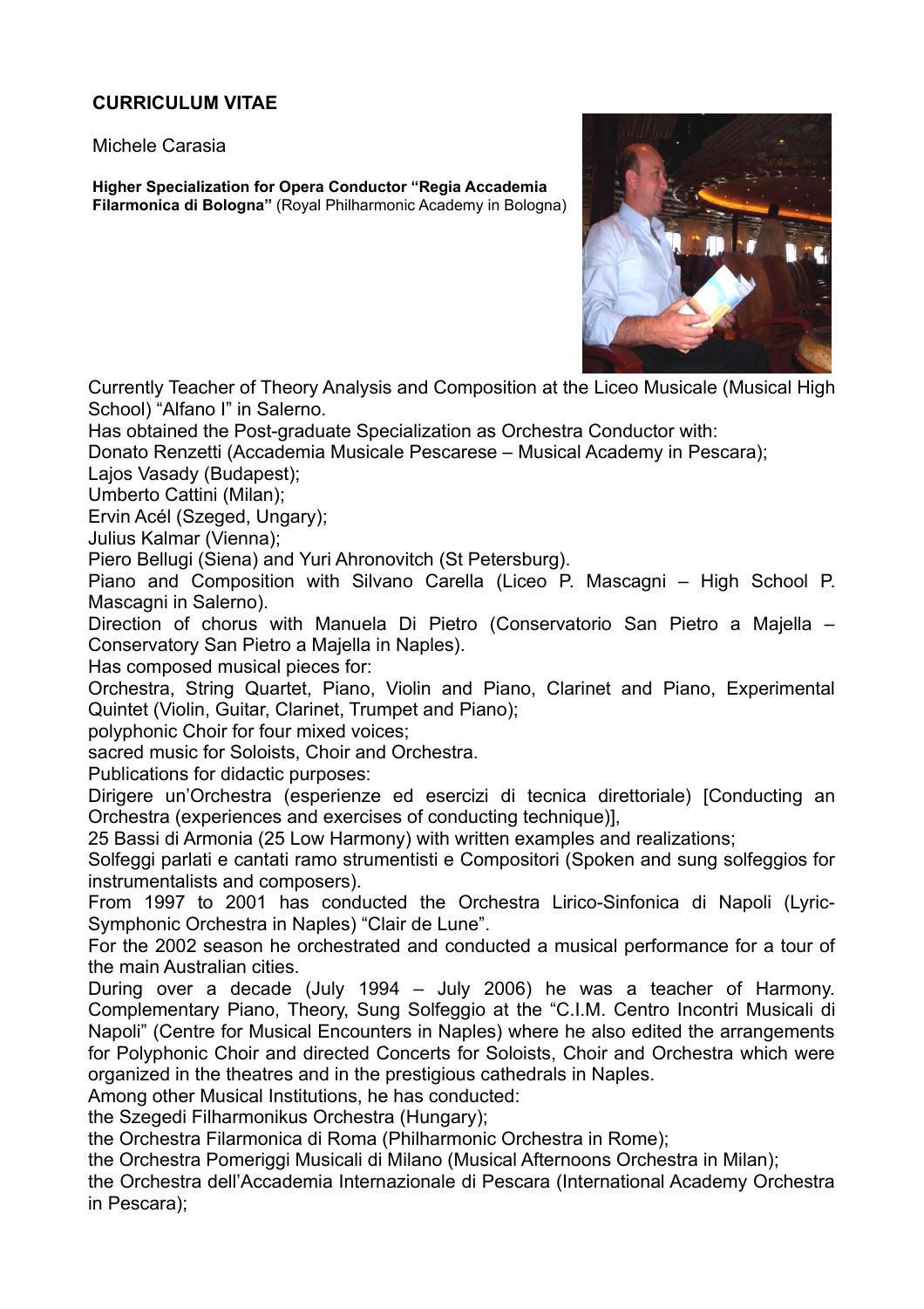**CURRICULUM VITAE**

Michele Carasia

**Higher Specialization for Opera Conductor "Regia Accademia Filarmonica di Bologna"** (Royal Philharmonic Academy in Bologna)

Currently Teacher of Theory Analysis and Composition at the Liceo Musicale (Musical High School) "Alfano I" in Salerno.

Has obtained the Post-graduate Specialization as Orchestra Conductor with:

Donato Renzetti (Accademia Musicale Pescarese – Musical Academy in Pescara);

Lajos Vasady (Budapest);

Umberto Cattini (Milan);

Ervin Acél (Szeged, Ungary);

Julius Kalmar (Vienna);

Piero Bellugi (Siena) and Yuri Ahronovitch (St Petersburg).

Piano and Composition with Silvano Carella (Liceo P. Mascagni – High School P. Mascagni in Salerno).

Direction of chorus with Manuela Di Pietro (Conservatorio San Pietro a Majella – Conservatory San Pietro a Majella in Naples).

Has composed musical pieces for:

Orchestra, String Quartet, Piano, Violin and Piano, Clarinet and Piano, Experimental Quintet (Violin, Guitar, Clarinet, Trumpet and Piano);

polyphonic Choir for four mixed voices;

sacred music for Soloists, Choir and Orchestra.

Publications for didactic purposes:

Dirigere un'Orchestra (esperienze ed esercizi di tecnica direttoriale) [Conducting an Orchestra (experiences and exercises of conducting technique)],

25 Bassi di Armonia (25 Low Harmony) with written examples and realizations;

Solfeggi parlati e cantati ramo strumentisti e Compositori (Spoken and sung solfeggios for instrumentalists and composers).

From 1997 to 2001 has conducted the Orchestra Lirico-Sinfonica di Napoli (Lyric-Symphonic Orchestra in Naples) "Clair de Lune".

For the 2002 season he orchestrated and conducted a musical performance for a tour of the main Australian cities.

During over a decade (July 1994 – July 2006) he was a teacher of Harmony. Complementary Piano, Theory, Sung Solfeggio at the "C.I.M. Centro Incontri Musicali di Napoli" (Centre for Musical Encounters in Naples) where he also edited the arrangements for Polyphonic Choir and directed Concerts for Soloists, Choir and Orchestra which were organized in the theatres and in the prestigious cathedrals in Naples.

Among other Musical Institutions, he has conducted:

the Szegedi Filharmonikus Orchestra (Hungary);

the Orchestra Filarmonica di Roma (Philharmonic Orchestra in Rome);

the Orchestra Pomeriggi Musicali di Milano (Musical Afternoons Orchestra in Milan);

the Orchestra dell'Accademia Internazionale di Pescara (International Academy Orchestra in Pescara);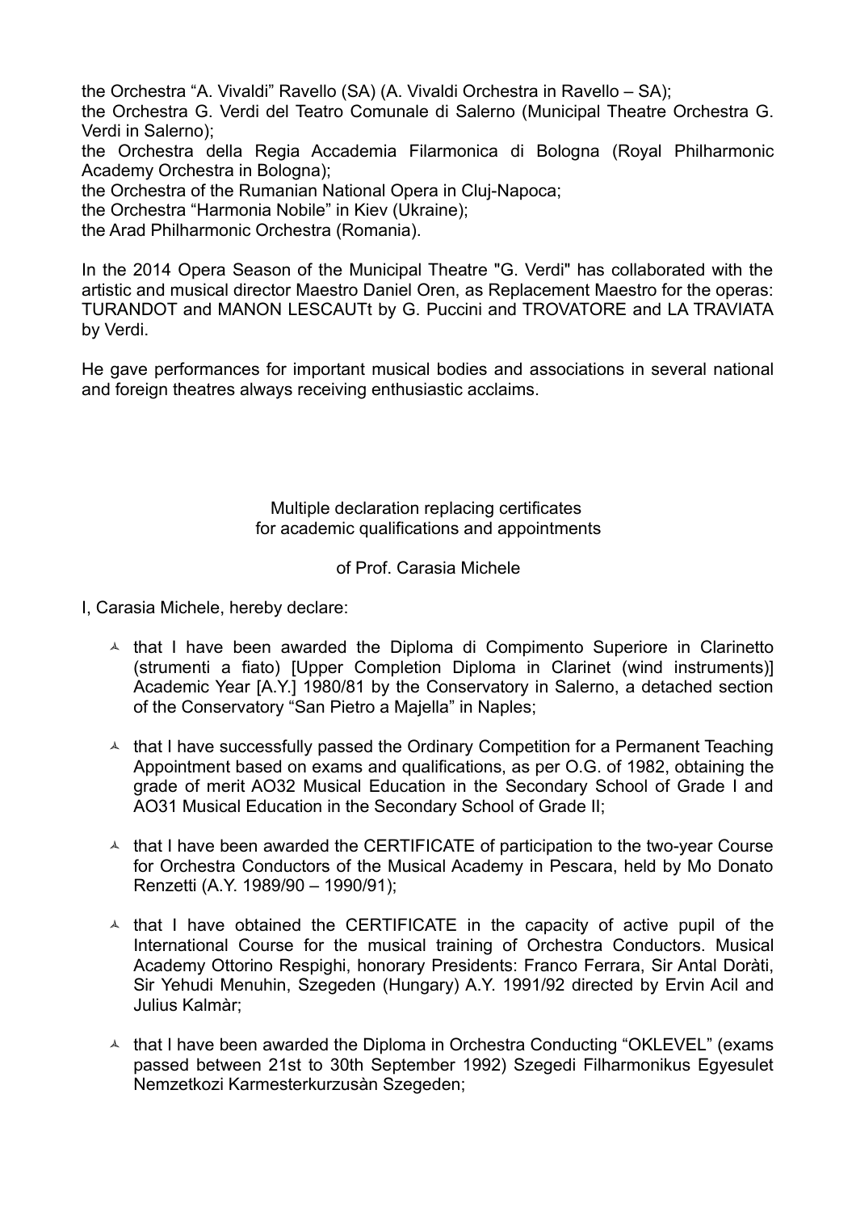the Orchestra “A. Vivaldi” Ravello (SA) (A. Vivaldi Orchestra in Ravello – SA);
the Orchestra G. Verdi del Teatro Comunale di Salerno (Municipal Theatre Orchestra G. Verdi in Salerno);
the Orchestra della Regia Accademia Filarmonica di Bologna (Royal Philharmonic Academy Orchestra in Bologna);
the Orchestra of the Rumanian National Opera in Cluj-Napoca;
the Orchestra “Harmonia Nobile” in Kiev (Ukraine);
the Arad Philharmonic Orchestra (Romania).

In the 2014 Opera Season of the Municipal Theatre "G. Verdi" has collaborated with the artistic and musical director Maestro Daniel Oren, as Replacement Maestro for the operas: TURANDOT and MANON LESCAUTt by G. Puccini and TROVATORE and LA TRAVIATA by Verdi.

He gave performances for important musical bodies and associations in several national and foreign theatres always receiving enthusiastic acclaims.

Multiple declaration replacing certificates
for academic qualifications and appointments

of Prof. Carasia Michele

I, Carasia Michele, hereby declare:

- that I have been awarded the Diploma di Compimento Superiore in Clarinetto (strumenti a fiato) [Upper Completion Diploma in Clarinet (wind instruments)] Academic Year [A.Y.] 1980/81 by the Conservatory in Salerno, a detached section of the Conservatory “San Pietro a Majella” in Naples;
- that I have successfully passed the Ordinary Competition for a Permanent Teaching Appointment based on exams and qualifications, as per O.G. of 1982, obtaining the grade of merit AO32 Musical Education in the Secondary School of Grade I and AO31 Musical Education in the Secondary School of Grade II;
- that I have been awarded the CERTIFICATE of participation to the two-year Course for Orchestra Conductors of the Musical Academy in Pescara, held by Mo Donato Renzetti (A.Y. 1989/90 – 1990/91);
- that I have obtained the CERTIFICATE in the capacity of active pupil of the International Course for the musical training of Orchestra Conductors. Musical Academy Ottorino Respighi, honorary Presidents: Franco Ferrara, Sir Antal Doràti, Sir Yehudi Menuhin, Szegeden (Hungary) A.Y. 1991/92 directed by Ervin Acil and Julius Kalmàr;
- that I have been awarded the Diploma in Orchestra Conducting “OKLEVEL” (exams passed between 21st to 30th September 1992) Szegedi Filharmonikus Egyesulet Nemzetkozi Karmesterkurzusàn Szegeden;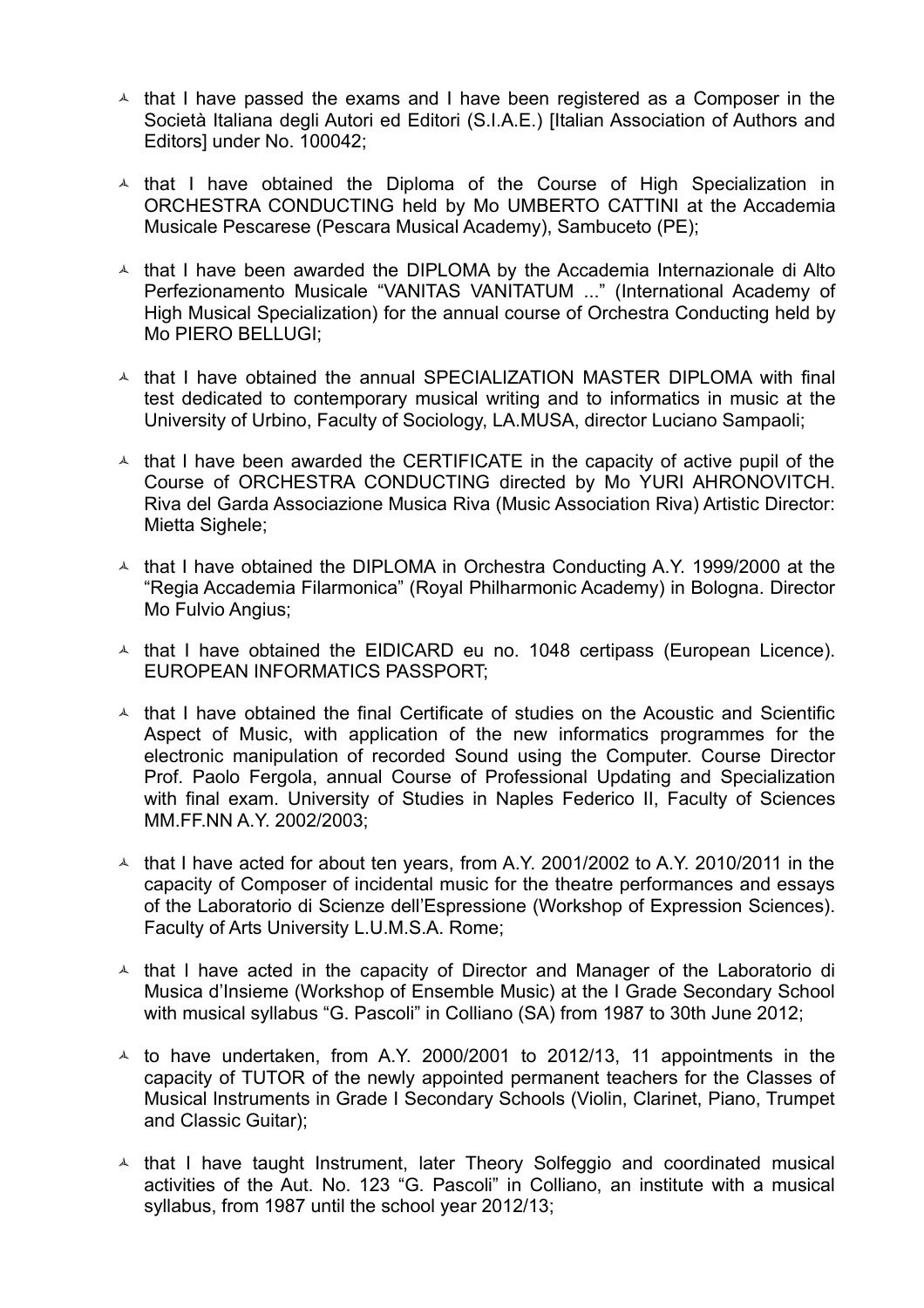- that I have passed the exams and I have been registered as a Composer in the Società Italiana degli Autori ed Editori (S.I.A.E.) [Italian Association of Authors and Editors] under No. 100042;

- that I have obtained the Diploma of the Course of High Specialization in ORCHESTRA CONDUCTING held by Mo UMBERTO CATTINI at the Accademia Musicale Pescarese (Pescara Musical Academy), Sambuceto (PE);

- that I have been awarded the DIPLOMA by the Accademia Internazionale di Alto Perfezionamento Musicale "VANITAS VANITATUM ..." (International Academy of High Musical Specialization) for the annual course of Orchestra Conducting held by Mo PIERO BELLUGI;

- that I have obtained the annual SPECIALIZATION MASTER DIPLOMA with final test dedicated to contemporary musical writing and to informatics in music at the University of Urbino, Faculty of Sociology, LA.MUSA, director Luciano Sampaoli;

- that I have been awarded the CERTIFICATE in the capacity of active pupil of the Course of ORCHESTRA CONDUCTING directed by Mo YURI AHRONOVITCH. Riva del Garda Associazione Musica Riva (Music Association Riva) Artistic Director: Mietta Sighele;

- that I have obtained the DIPLOMA in Orchestra Conducting A.Y. 1999/2000 at the "Regia Accademia Filarmonica" (Royal Philharmonic Academy) in Bologna. Director Mo Fulvio Angius;

- that I have obtained the EIDICARD eu no. 1048 certipass (European Licence). EUROPEAN INFORMATICS PASSPORT;

- that I have obtained the final Certificate of studies on the Acoustic and Scientific Aspect of Music, with application of the new informatics programmes for the electronic manipulation of recorded Sound using the Computer. Course Director Prof. Paolo Fergola, annual Course of Professional Updating and Specialization with final exam. University of Studies in Naples Federico II, Faculty of Sciences MM.FF.NN A.Y. 2002/2003;

- that I have acted for about ten years, from A.Y. 2001/2002 to A.Y. 2010/2011 in the capacity of Composer of incidental music for the theatre performances and essays of the Laboratorio di Scienze dell'Espressione (Workshop of Expression Sciences). Faculty of Arts University L.U.M.S.A. Rome;

- that I have acted in the capacity of Director and Manager of the Laboratorio di Musica d'Insieme (Workshop of Ensemble Music) at the I Grade Secondary School with musical syllabus "G. Pascoli" in Colliano (SA) from 1987 to 30th June 2012;

- to have undertaken, from A.Y. 2000/2001 to 2012/13, 11 appointments in the capacity of TUTOR of the newly appointed permanent teachers for the Classes of Musical Instruments in Grade I Secondary Schools (Violin, Clarinet, Piano, Trumpet and Classic Guitar);

- that I have taught Instrument, later Theory Solfeggio and coordinated musical activities of the Aut. No. 123 "G. Pascoli" in Colliano, an institute with a musical syllabus, from 1987 until the school year 2012/13;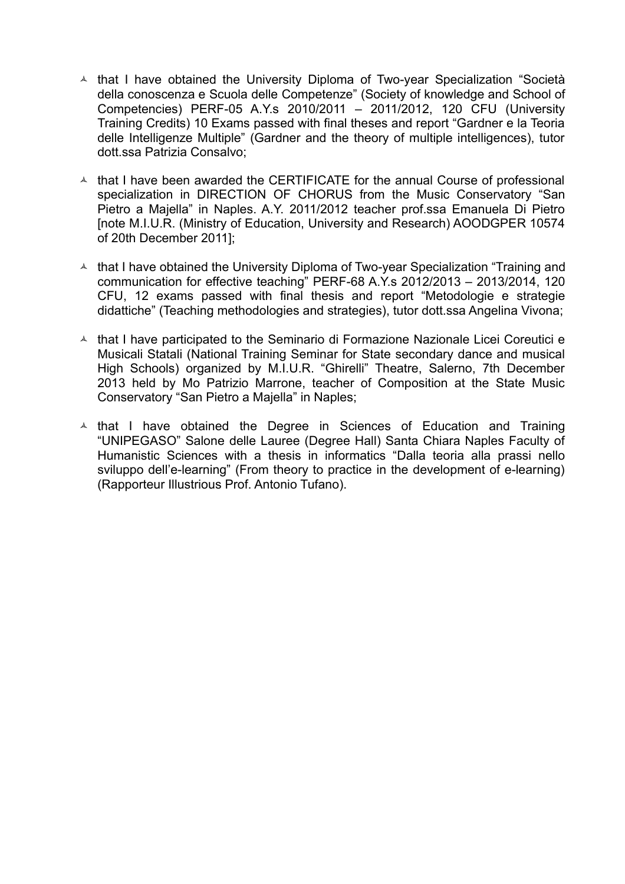- that I have obtained the University Diploma of Two-year Specialization "Società della conoscenza e Scuola delle Competenze" (Society of knowledge and School of Competencies) PERF-05 A.Y.s 2010/2011 – 2011/2012, 120 CFU (University Training Credits) 10 Exams passed with final theses and report "Gardner e la Teoria delle Intelligenze Multiple" (Gardner and the theory of multiple intelligences), tutor dott.ssa Patrizia Consalvo;

- that I have been awarded the CERTIFICATE for the annual Course of professional specialization in DIRECTION OF CHORUS from the Music Conservatory "San Pietro a Majella" in Naples. A.Y. 2011/2012 teacher prof.ssa Emanuela Di Pietro [note M.I.U.R. (Ministry of Education, University and Research) AOODGPER 10574 of 20th December 2011];

- that I have obtained the University Diploma of Two-year Specialization "Training and communication for effective teaching" PERF-68 A.Y.s 2012/2013 – 2013/2014, 120 CFU, 12 exams passed with final thesis and report "Metodologie e strategie didattiche" (Teaching methodologies and strategies), tutor dott.ssa Angelina Vivona;

- that I have participated to the Seminario di Formazione Nazionale Licei Coreutici e Musicali Statali (National Training Seminar for State secondary dance and musical High Schools) organized by M.I.U.R. "Ghirelli" Theatre, Salerno, 7th December 2013 held by Mo Patrizio Marrone, teacher of Composition at the State Music Conservatory "San Pietro a Majella" in Naples;

- that I have obtained the Degree in Sciences of Education and Training "UNIPEGASO" Salone delle Lauree (Degree Hall) Santa Chiara Naples Faculty of Humanistic Sciences with a thesis in informatics "Dalla teoria alla prassi nello sviluppo dell'e-learning" (From theory to practice in the development of e-learning) (Rapporteur Illustrious Prof. Antonio Tufano).